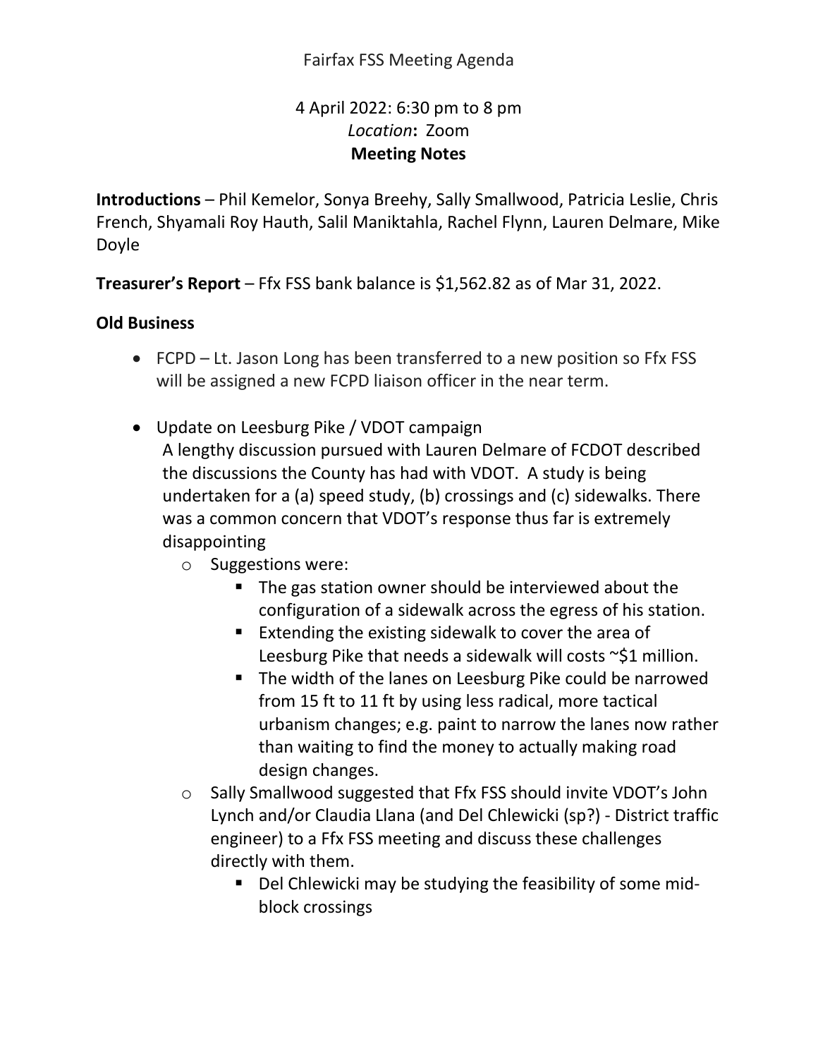Fairfax FSS Meeting Agenda

4 April 2022: 6:30 pm to 8 pm

*Location***:** Zoom

**Meeting Notes**

**Introductions** – Phil Kemelor, Sonya Breehy, Sally Smallwood, Patricia Leslie, Chris French, Shyamali Roy Hauth, Salil Maniktahla, Rachel Flynn, Lauren Delmare, Mike Doyle

**Treasurer's Report** – Ffx FSS bank balance is $1,562.82 as of Mar 31, 2022.

**Old Business**

- FCPD – Lt. Jason Long has been transferred to a new position so Ffx FSS will be assigned a new FCPD liaison officer in the near term.

- Update on Leesburg Pike / VDOT campaign

  A lengthy discussion pursued with Lauren Delmare of FCDOT described the discussions the County has had with VDOT. A study is being undertaken for a (a) speed study, (b) crossings and (c) sidewalks. There was a common concern that VDOT's response thus far is extremely disappointing

  - Suggestions were:
    - The gas station owner should be interviewed about the configuration of a sidewalk across the egress of his station.
    - Extending the existing sidewalk to cover the area of Leesburg Pike that needs a sidewalk will costs ~$1 million.
    - The width of the lanes on Leesburg Pike could be narrowed from 15 ft to 11 ft by using less radical, more tactical urbanism changes; e.g. paint to narrow the lanes now rather than waiting to find the money to actually making road design changes.
  - Sally Smallwood suggested that Ffx FSS should invite VDOT's John Lynch and/or Claudia Llana (and Del Chlewicki (sp?) - District traffic engineer) to a Ffx FSS meeting and discuss these challenges directly with them.
    - Del Chlewicki may be studying the feasibility of some mid-block crossings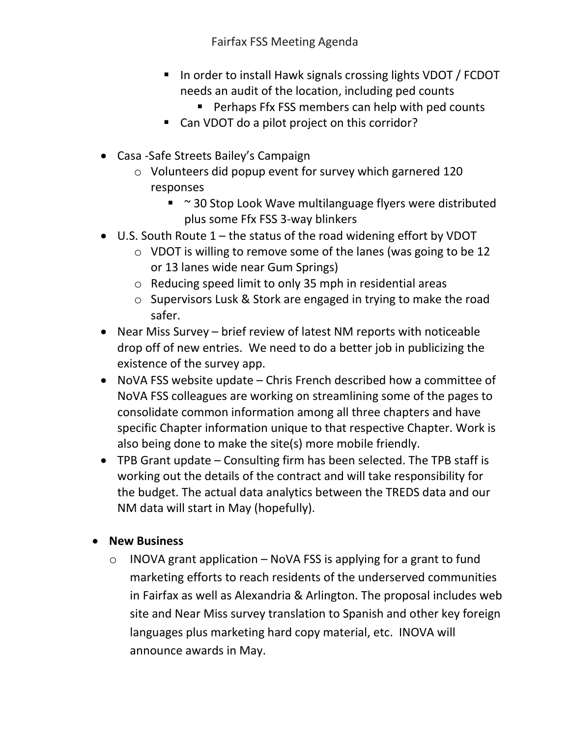- In order to install Hawk signals crossing lights VDOT / FCDOT needs an audit of the location, including ped counts
  - Perhaps Ffx FSS members can help with ped counts
- Can VDOT do a pilot project on this corridor?

- Casa -Safe Streets Bailey's Campaign
  - Volunteers did popup event for survey which garnered 120 responses
    - ~ 30 Stop Look Wave multilanguage flyers were distributed plus some Ffx FSS 3-way blinkers
- U.S. South Route 1 – the status of the road widening effort by VDOT
  - VDOT is willing to remove some of the lanes (was going to be 12 or 13 lanes wide near Gum Springs)
  - Reducing speed limit to only 35 mph in residential areas
  - Supervisors Lusk & Stork are engaged in trying to make the road safer.
- Near Miss Survey – brief review of latest NM reports with noticeable drop off of new entries. We need to do a better job in publicizing the existence of the survey app.
- NoVA FSS website update – Chris French described how a committee of NoVA FSS colleagues are working on streamlining some of the pages to consolidate common information among all three chapters and have specific Chapter information unique to that respective Chapter. Work is also being done to make the site(s) more mobile friendly.
- TPB Grant update – Consulting firm has been selected. The TPB staff is working out the details of the contract and will take responsibility for the budget. The actual data analytics between the TREDS data and our NM data will start in May (hopefully).

- **New Business**
  - INOVA grant application – NoVA FSS is applying for a grant to fund marketing efforts to reach residents of the underserved communities in Fairfax as well as Alexandria & Arlington. The proposal includes web site and Near Miss survey translation to Spanish and other key foreign languages plus marketing hard copy material, etc. INOVA will announce awards in May.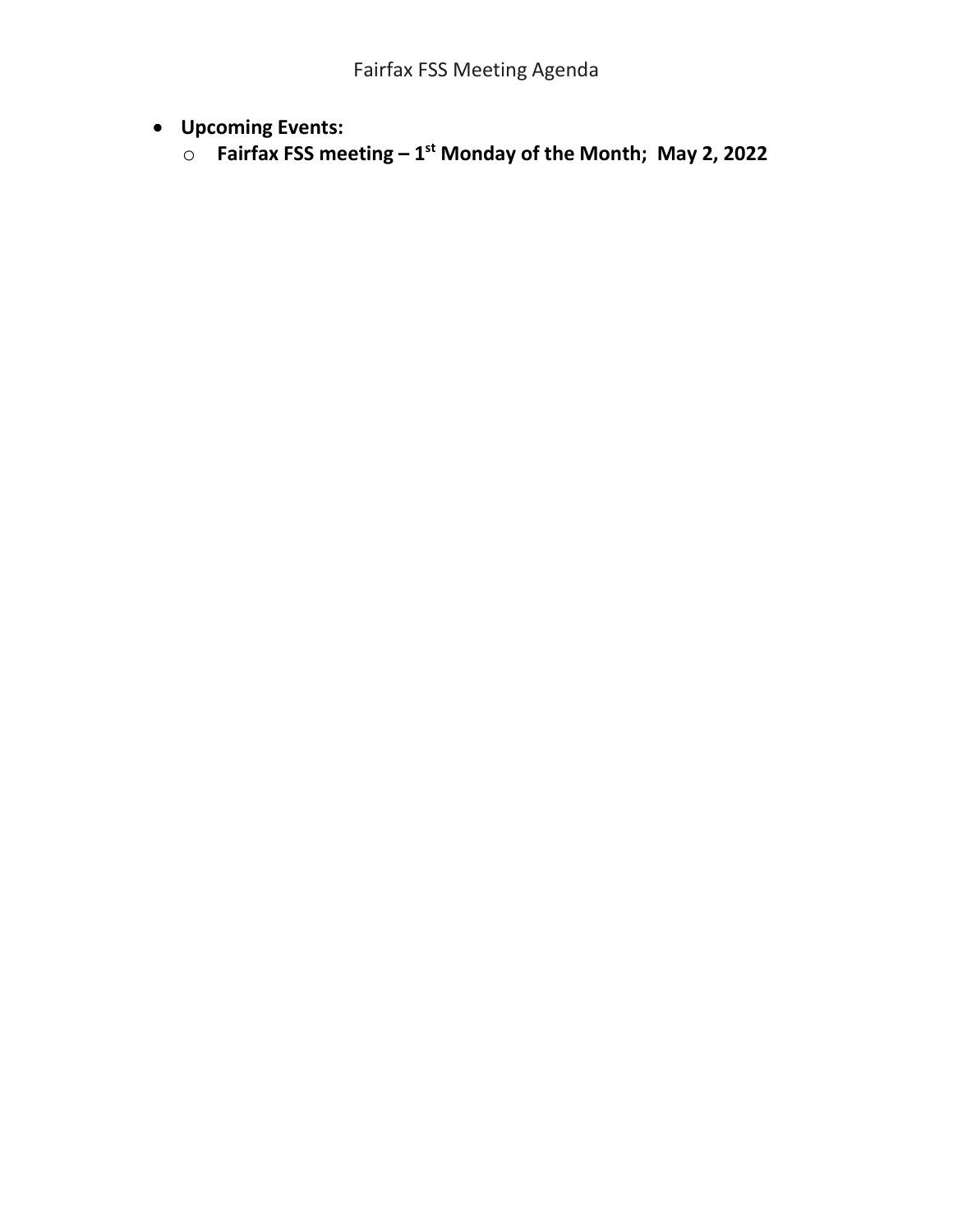- **Upcoming Events:**
  - **Fairfax FSS meeting – 1st Monday of the Month;  May 2, 2022**